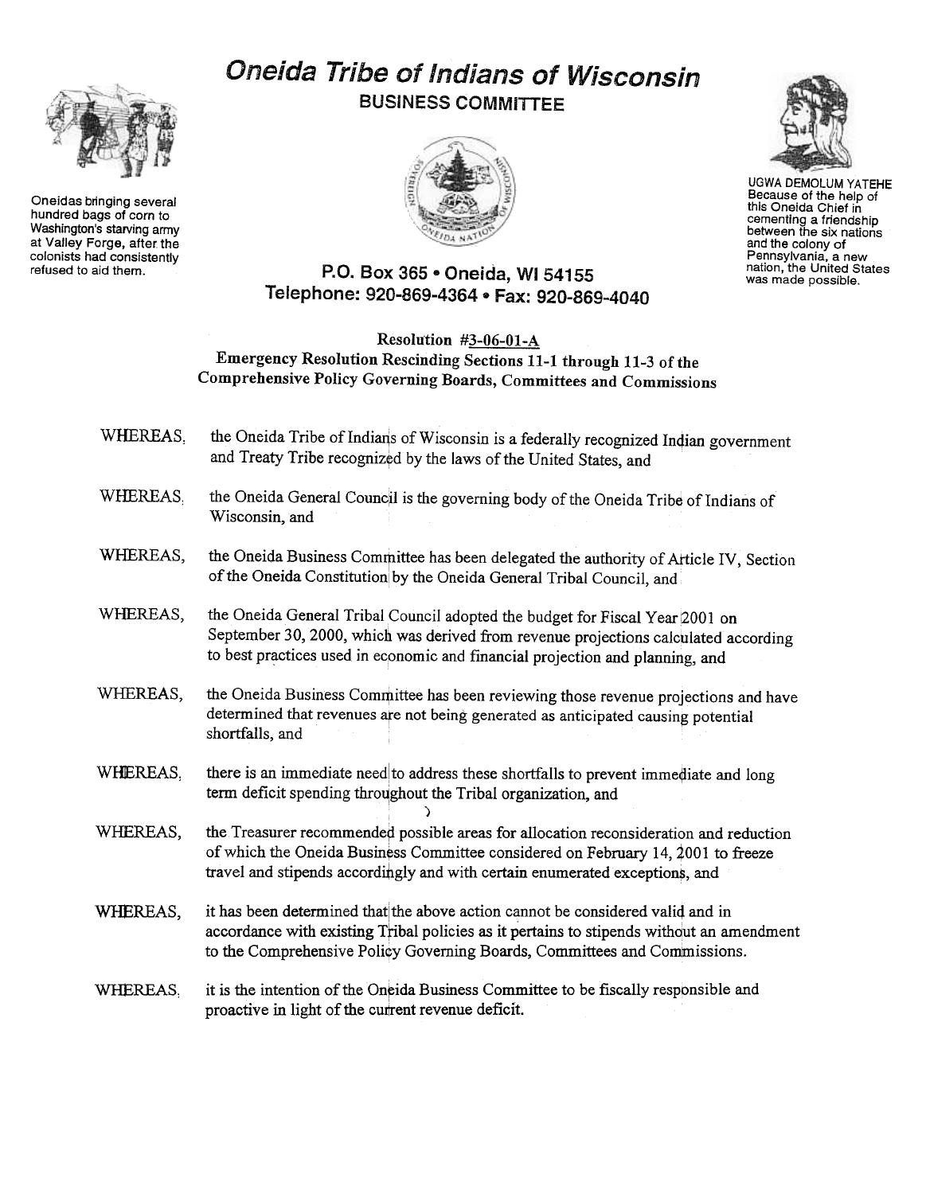# Oneida Tribe of Indians of Wisconsin

## BUSINESS COMMITTEE

Oneidas bringing several hundred bags of corn to Washington's starving army at Valley Forge, after the colonists had consistently refused to aid them.

UGWA DEMOLUM YATEHE
Because of the help of this Oneida Chief in cementing a friendship between the six nations and the colony of Pennsylvania, a new nation, the United States was made possible.

P.O. Box 365 • Oneida, WI 54155
Telephone: 920-869-4364 • Fax: 920-869-4040

**Resolution #3-06-01-A**
**Emergency Resolution Rescinding Sections 11-1 through 11-3 of the Comprehensive Policy Governing Boards, Committees and Commissions**

WHEREAS, the Oneida Tribe of Indians of Wisconsin is a federally recognized Indian government and Treaty Tribe recognized by the laws of the United States, and

WHEREAS, the Oneida General Council is the governing body of the Oneida Tribe of Indians of Wisconsin, and

WHEREAS, the Oneida Business Committee has been delegated the authority of Article IV, Section of the Oneida Constitution by the Oneida General Tribal Council, and

WHEREAS, the Oneida General Tribal Council adopted the budget for Fiscal Year 2001 on September 30, 2000, which was derived from revenue projections calculated according to best practices used in economic and financial projection and planning, and

WHEREAS, the Oneida Business Committee has been reviewing those revenue projections and have determined that revenues are not being generated as anticipated causing potential shortfalls, and

WHEREAS, there is an immediate need to address these shortfalls to prevent immediate and long term deficit spending throughout the Tribal organization, and

WHEREAS, the Treasurer recommended possible areas for allocation reconsideration and reduction of which the Oneida Business Committee considered on February 14, 2001 to freeze travel and stipends accordingly and with certain enumerated exceptions, and

WHEREAS, it has been determined that the above action cannot be considered valid and in accordance with existing Tribal policies as it pertains to stipends without an amendment to the Comprehensive Policy Governing Boards, Committees and Commissions.

WHEREAS, it is the intention of the Oneida Business Committee to be fiscally responsible and proactive in light of the current revenue deficit.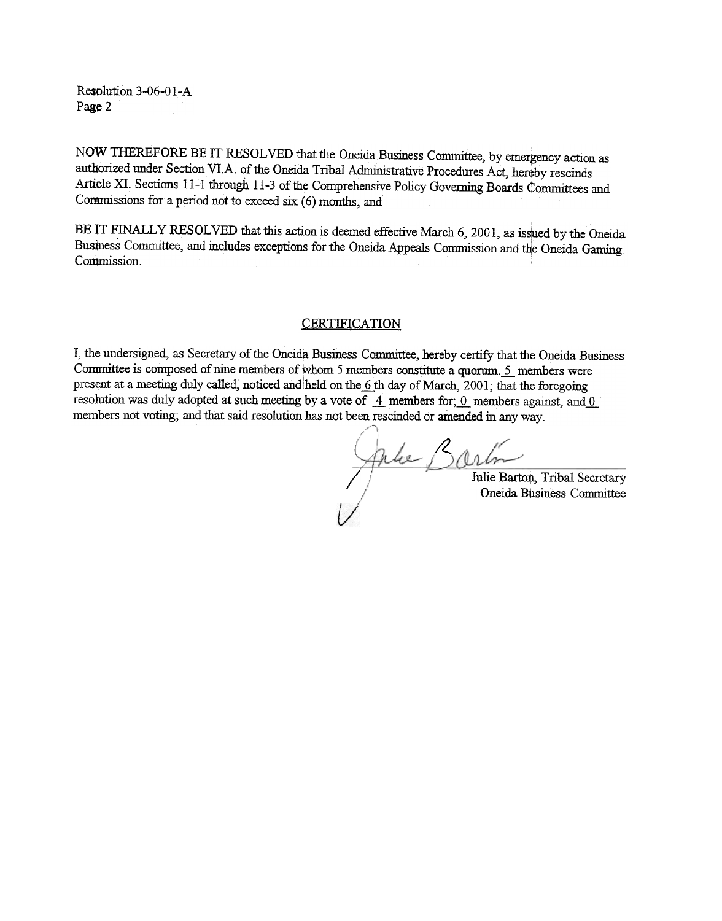Resolution 3-06-01-A
Page 2

NOW THEREFORE BE IT RESOLVED that the Oneida Business Committee, by emergency action as authorized under Section VI.A. of the Oneida Tribal Administrative Procedures Act, hereby rescinds Article XI. Sections 11-1 through 11-3 of the Comprehensive Policy Governing Boards Committees and Commissions for a period not to exceed six (6) months, and

BE IT FINALLY RESOLVED that this action is deemed effective March 6, 2001, as issued by the Oneida Business Committee, and includes exceptions for the Oneida Appeals Commission and the Oneida Gaming Commission.

## CERTIFICATION

I, the undersigned, as Secretary of the Oneida Business Committee, hereby certify that the Oneida Business Committee is composed of nine members of whom 5 members constitute a quorum. 5 members were present at a meeting duly called, noticed and held on the 6 th day of March, 2001; that the foregoing resolution was duly adopted at such meeting by a vote of 4 members for; 0 members against, and 0 members not voting; and that said resolution has not been rescinded or amended in any way.

Julie Barton, Tribal Secretary
Oneida Business Committee